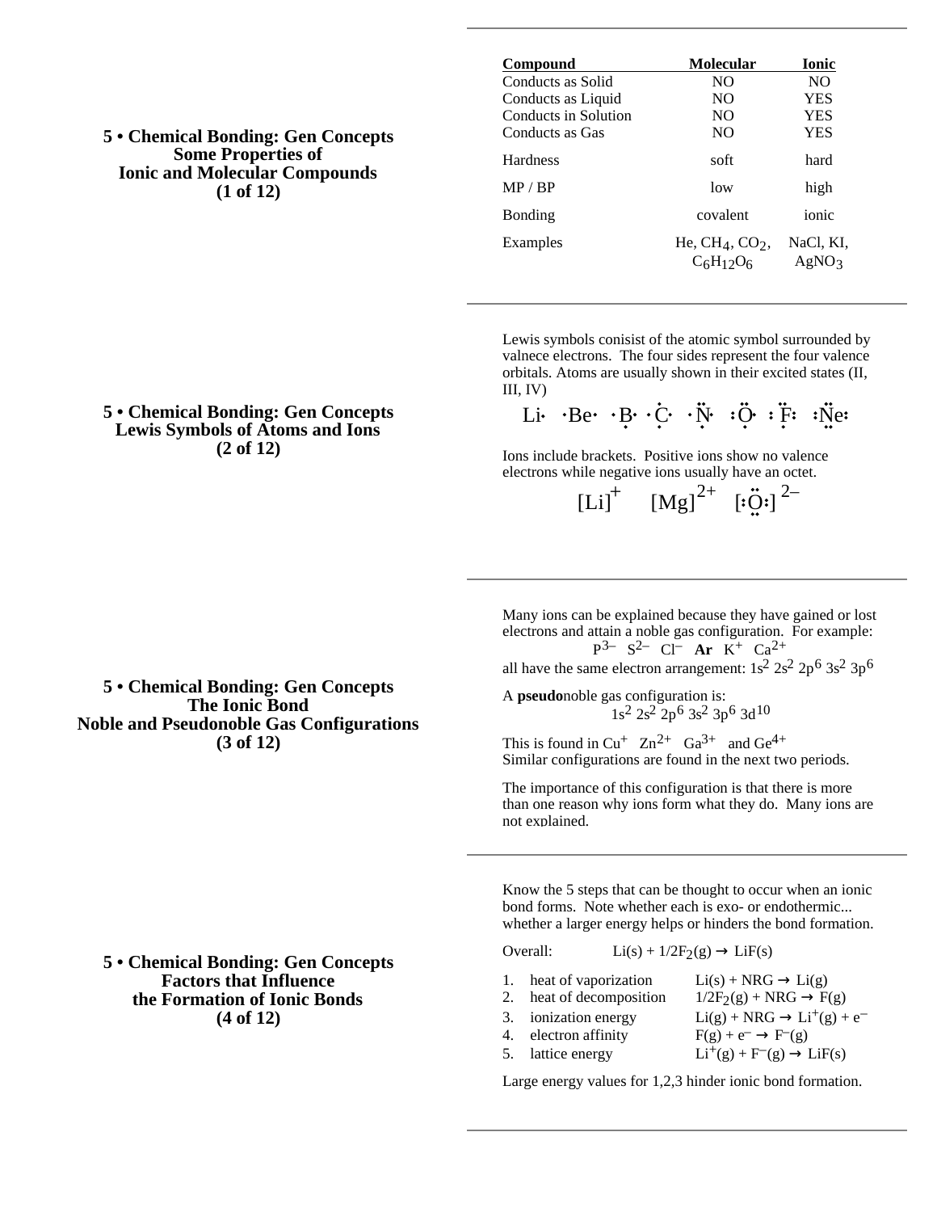## 5 • Chemical Bonding: Gen Concepts
## Some Properties of Ionic and Molecular Compounds
## (1 of 12)

| Compound | Molecular | Ionic |
|---|---|---|
| Conducts as Solid | NO | NO |
| Conducts as Liquid | NO | YES |
| Conducts in Solution | NO | YES |
| Conducts as Gas | NO | YES |
| Hardness | soft | hard |
| MP / BP | low | high |
| Bonding | covalent | ionic |
| Examples | He, $CH_4$, $CO_2$, $C_6H_{12}O_6$ | NaCl, KI, $AgNO_3$ |

## 5 • Chemical Bonding: Gen Concepts
## Lewis Symbols of Atoms and Ions
## (2 of 12)

Lewis symbols conisist of the atomic symbol surrounded by valnece electrons. The four sides represent the four valence orbitals. Atoms are usually shown in their excited states (II, III, IV)

Li·  ·Be·  ·B·  ·C·  ·N·  :O·  :F:  :Ne:

Ions include brackets. Positive ions show no valence electrons while negative ions usually have an octet.

$[Li]^{+}$  $[Mg]^{2+}$  $[:O:]^{2-}$

## 5 • Chemical Bonding: Gen Concepts
## The Ionic Bond
## Noble and Pseudonoble Gas Configurations
## (3 of 12)

Many ions can be explained because they have gained or lost electrons and attain a noble gas configuration. For example:

$P^{3-}$ $S^{2-}$ $Cl^{-}$ **Ar** $K^{+}$ $Ca^{2+}$

all have the same electron arrangement: $1s^2\ 2s^2\ 2p^6\ 3s^2\ 3p^6$

A **pseudo**noble gas configuration is:

$1s^2\ 2s^2\ 2p^6\ 3s^2\ 3p^6\ 3d^{10}$

This is found in $Cu^{+}$ $Zn^{2+}$ $Ga^{3+}$ and $Ge^{4+}$
Similar configurations are found in the next two periods.

The importance of this configuration is that there is more than one reason why ions form what they do. Many ions are not explained.

## 5 • Chemical Bonding: Gen Concepts
## Factors that Influence the Formation of Ionic Bonds
## (4 of 12)

Know the 5 steps that can be thought to occur when an ionic bond forms. Note whether each is exo- or endothermic... whether a larger energy helps or hinders the bond formation.

Overall: $Li(s) + 1/2F_2(g) \rightarrow LiF(s)$

1. heat of vaporization — $Li(s) + NRG \rightarrow Li(g)$
2. heat of decomposition — $1/2F_2(g) + NRG \rightarrow F(g)$
3. ionization energy — $Li(g) + NRG \rightarrow Li^{+}(g) + e^{-}$
4. electron affinity — $F(g) + e^{-} \rightarrow F^{-}(g)$
5. lattice energy — $Li^{+}(g) + F^{-}(g) \rightarrow LiF(s)$

Large energy values for 1,2,3 hinder ionic bond formation.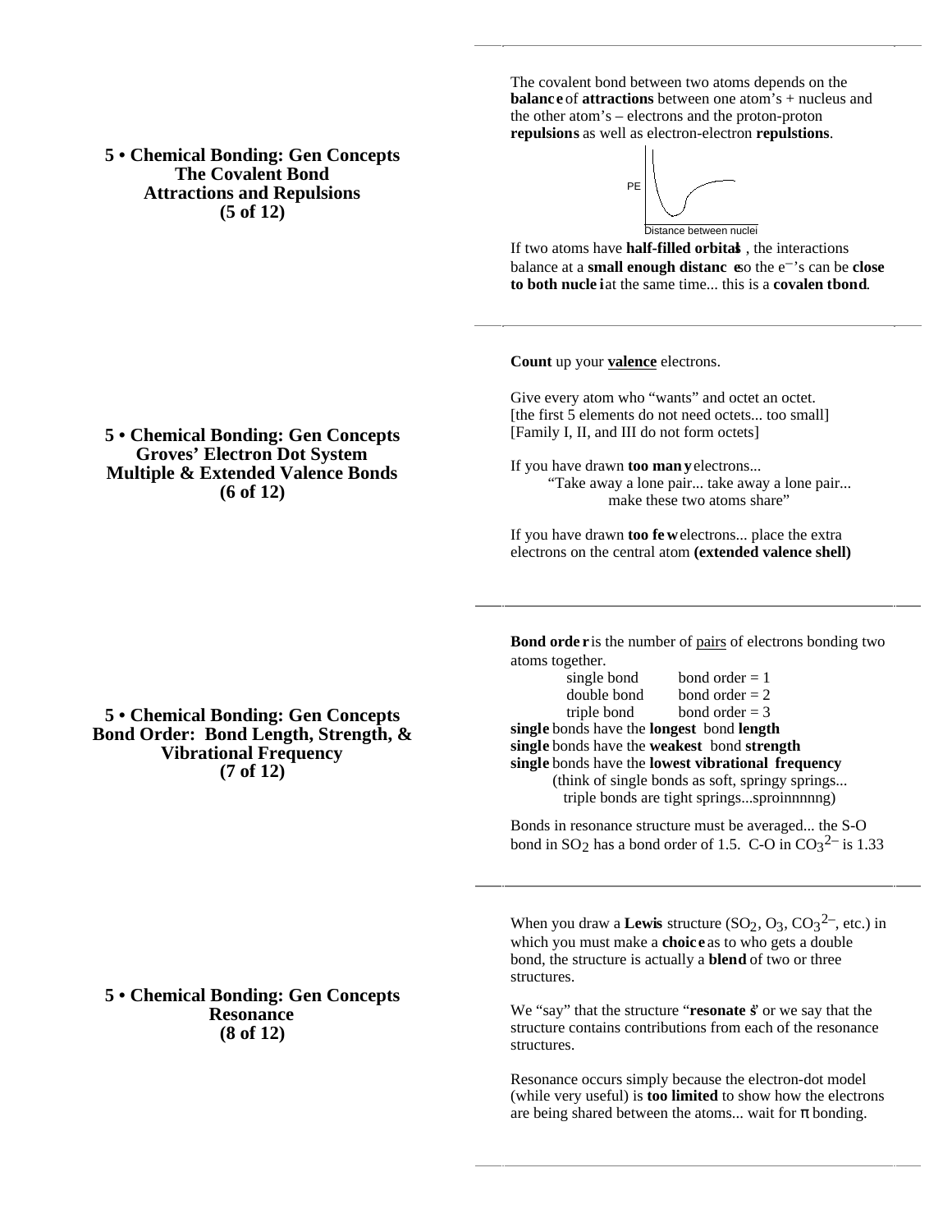## 5 • Chemical Bonding: Gen Concepts
### The Covalent Bond
### Attractions and Repulsions
### (5 of 12)

The covalent bond between two atoms depends on the **balance** of **attractions** between one atom's + nucleus and the other atom's – electrons and the proton-proton **repulsions** as well as electron-electron **repulstions**.

PE

Distance between nuclei

If two atoms have **half-filled orbitals**, the interactions balance at a **small enough distance** so the e⁻'s can be **close to both nuclei** at the same time... this is a **covalent bond**.

## 5 • Chemical Bonding: Gen Concepts
### Groves' Electron Dot System
### Multiple & Extended Valence Bonds
### (6 of 12)

**Count** up your **valence** electrons.

Give every atom who "wants" and octet an octet.
[the first 5 elements do not need octets... too small]
[Family I, II, and III do not form octets]

If you have drawn **too many** electrons...
"Take away a lone pair... take away a lone pair... make these two atoms share"

If you have drawn **too few** electrons... place the extra electrons on the central atom **(extended valence shell)**

## 5 • Chemical Bonding: Gen Concepts
### Bond Order: Bond Length, Strength, & Vibrational Frequency
### (7 of 12)

**Bond order** is the number of pairs of electrons bonding two atoms together.

| | |
|---|---|
| single bond | bond order = 1 |
| double bond | bond order = 2 |
| triple bond | bond order = 3 |

**single** bonds have the **longest** bond **length**
**single** bonds have the **weakest** bond **strength**
**single** bonds have the **lowest vibrational frequency**
(think of single bonds as soft, springy springs... triple bonds are tight springs...sproinnnnng)

Bonds in resonance structure must be averaged... the S-O bond in $SO_2$ has a bond order of 1.5. C-O in $CO_3^{2-}$ is 1.33

## 5 • Chemical Bonding: Gen Concepts
### Resonance
### (8 of 12)

When you draw a **Lewis** structure ($SO_2$, $O_3$, $CO_3^{2-}$, etc.) in which you must make a **choice** as to who gets a double bond, the structure is actually a **blend** of two or three structures.

We "say" that the structure "**resonates**" or we say that the structure contains contributions from each of the resonance structures.

Resonance occurs simply because the electron-dot model (while very useful) is **too limited** to show how the electrons are being shared between the atoms... wait for π bonding.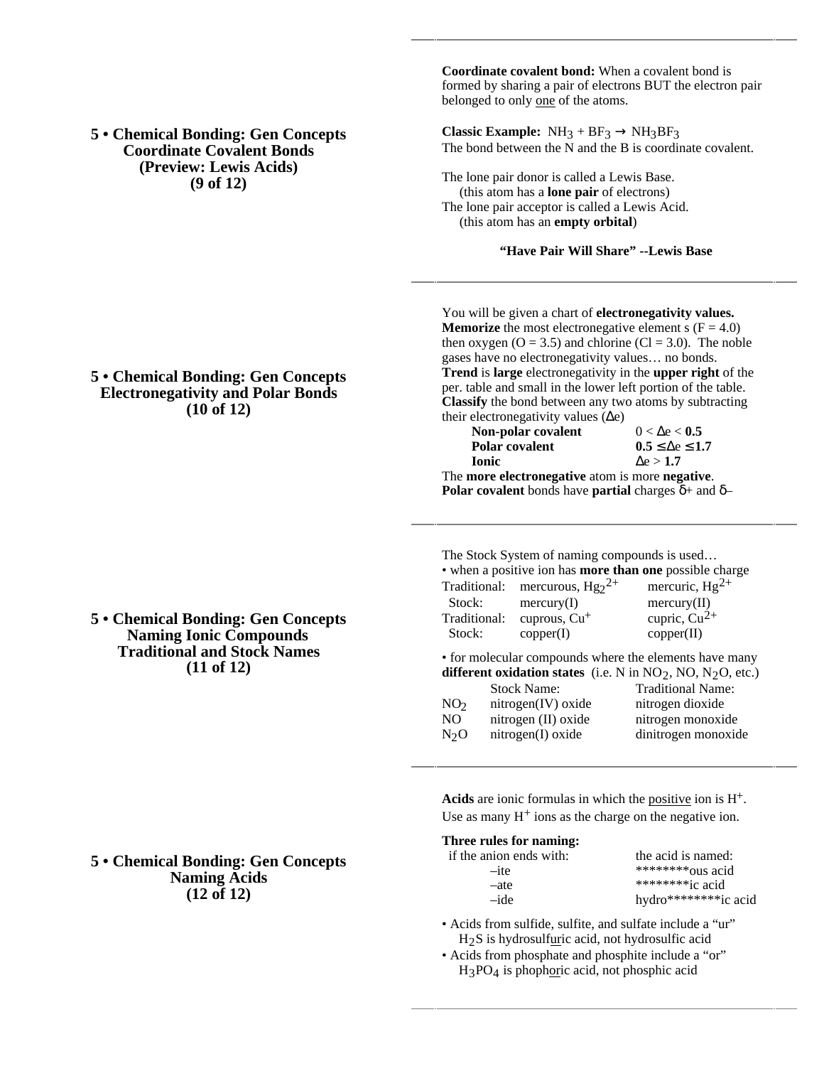## 5 • Chemical Bonding: Gen Concepts Coordinate Covalent Bonds (Preview: Lewis Acids) (9 of 12)

**Coordinate covalent bond:** When a covalent bond is formed by sharing a pair of electrons BUT the electron pair belonged to only one of the atoms.

**Classic Example:** $NH_3 + BF_3 \rightarrow NH_3BF_3$
The bond between the N and the B is coordinate covalent.

The lone pair donor is called a Lewis Base.
(this atom has a **lone pair** of electrons)
The lone pair acceptor is called a Lewis Acid.
(this atom has an **empty orbital**)

**"Have Pair Will Share" --Lewis Base**

## 5 • Chemical Bonding: Gen Concepts Electronegativity and Polar Bonds (10 of 12)

You will be given a chart of **electronegativity values.**
**Memorize** the most electronegative element s (F = 4.0) then oxygen (O = 3.5) and chlorine (Cl = 3.0). The noble gases have no electronegativity values… no bonds.
**Trend** is **large** electronegativity in the **upper right** of the per. table and small in the lower left portion of the table.
**Classify** the bond between any two atoms by subtracting their electronegativity values ($\Delta$e)

| | |
|---|---|
| **Non-polar covalent** | $0 < \Delta e <$ **0.5** |
| **Polar covalent** | **$0.5 \leq \Delta e \leq 1.7$** |
| **Ionic** | $\Delta e >$ **1.7** |

The **more electronegative** atom is more **negative**.
**Polar covalent** bonds have **partial** charges $\delta$+ and $\delta$–

## 5 • Chemical Bonding: Gen Concepts Naming Ionic Compounds Traditional and Stock Names (11 of 12)

The Stock System of naming compounds is used…
• when a positive ion has **more than one** possible charge

| | | |
|---|---|---|
| Traditional: | mercurous, $Hg_2^{2+}$ | mercuric, $Hg^{2+}$ |
| Stock: | mercury(I) | mercury(II) |
| Traditional: | cuprous, $Cu^+$ | cupric, $Cu^{2+}$ |
| Stock: | copper(I) | copper(II) |

• for molecular compounds where the elements have many **different oxidation states** (i.e. N in $NO_2$, NO, $N_2O$, etc.)

| | Stock Name: | Traditional Name: |
|---|---|---|
| $NO_2$ | nitrogen(IV) oxide | nitrogen dioxide |
| NO | nitrogen (II) oxide | nitrogen monoxide |
| $N_2O$ | nitrogen(I) oxide | dinitrogen monoxide |

## 5 • Chemical Bonding: Gen Concepts Naming Acids (12 of 12)

**Acids** are ionic formulas in which the positive ion is $H^+$.
Use as many $H^+$ ions as the charge on the negative ion.

**Three rules for naming:**

| if the anion ends with: | the acid is named: |
|---|---|
| –ite | ********ous acid |
| –ate | ********ic acid |
| –ide | hydro********ic acid |

• Acids from sulfide, sulfite, and sulfate include a "ur"
$H_2S$ is hydrosulfuric acid, not hydrosulfic acid
• Acids from phosphate and phosphite include a "or"
$H_3PO_4$ is phophoric acid, not phosphic acid